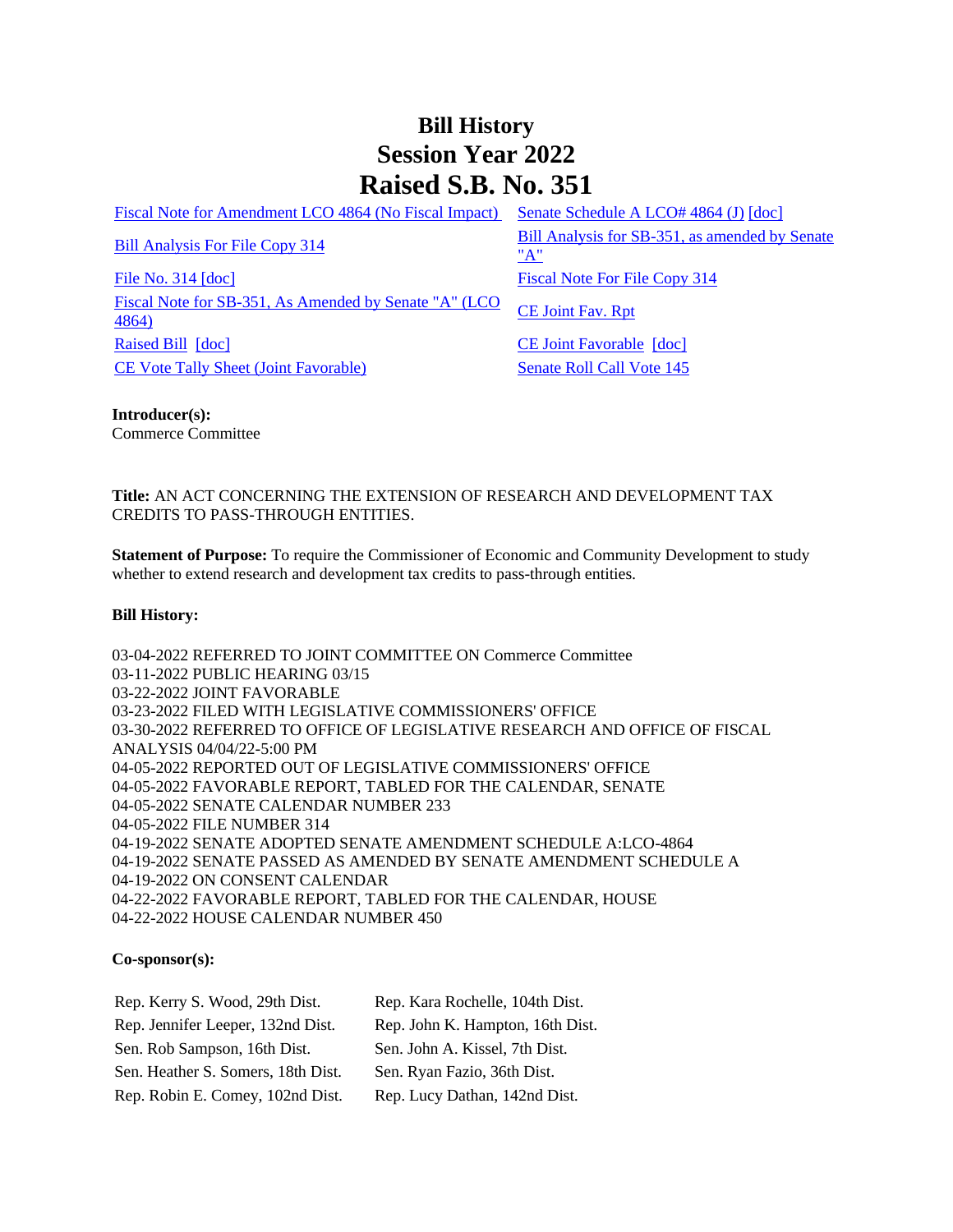# Bill History
# Session Year 2022
# Raised S.B. No. 351

| | |
|---|---|
| Fiscal Note for Amendment LCO 4864 (No Fiscal Impact) | Senate Schedule A LCO# 4864 (J) [doc] |
| Bill Analysis For File Copy 314 | Bill Analysis for SB-351, as amended by Senate "A" |
| File No. 314 [doc] | Fiscal Note For File Copy 314 |
| Fiscal Note for SB-351, As Amended by Senate "A" (LCO 4864) | CE Joint Fav. Rpt |
| Raised Bill [doc] | CE Joint Favorable [doc] |
| CE Vote Tally Sheet (Joint Favorable) | Senate Roll Call Vote 145 |

**Introducer(s):**
Commerce Committee

**Title:** AN ACT CONCERNING THE EXTENSION OF RESEARCH AND DEVELOPMENT TAX CREDITS TO PASS-THROUGH ENTITIES.

**Statement of Purpose:** To require the Commissioner of Economic and Community Development to study whether to extend research and development tax credits to pass-through entities.

**Bill History:**

03-04-2022 REFERRED TO JOINT COMMITTEE ON Commerce Committee
03-11-2022 PUBLIC HEARING 03/15
03-22-2022 JOINT FAVORABLE
03-23-2022 FILED WITH LEGISLATIVE COMMISSIONERS' OFFICE
03-30-2022 REFERRED TO OFFICE OF LEGISLATIVE RESEARCH AND OFFICE OF FISCAL ANALYSIS 04/04/22-5:00 PM
04-05-2022 REPORTED OUT OF LEGISLATIVE COMMISSIONERS' OFFICE
04-05-2022 FAVORABLE REPORT, TABLED FOR THE CALENDAR, SENATE
04-05-2022 SENATE CALENDAR NUMBER 233
04-05-2022 FILE NUMBER 314
04-19-2022 SENATE ADOPTED SENATE AMENDMENT SCHEDULE A:LCO-4864
04-19-2022 SENATE PASSED AS AMENDED BY SENATE AMENDMENT SCHEDULE A
04-19-2022 ON CONSENT CALENDAR
04-22-2022 FAVORABLE REPORT, TABLED FOR THE CALENDAR, HOUSE
04-22-2022 HOUSE CALENDAR NUMBER 450

**Co-sponsor(s):**

| | |
|---|---|
| Rep. Kerry S. Wood, 29th Dist. | Rep. Kara Rochelle, 104th Dist. |
| Rep. Jennifer Leeper, 132nd Dist. | Rep. John K. Hampton, 16th Dist. |
| Sen. Rob Sampson, 16th Dist. | Sen. John A. Kissel, 7th Dist. |
| Sen. Heather S. Somers, 18th Dist. | Sen. Ryan Fazio, 36th Dist. |
| Rep. Robin E. Comey, 102nd Dist. | Rep. Lucy Dathan, 142nd Dist. |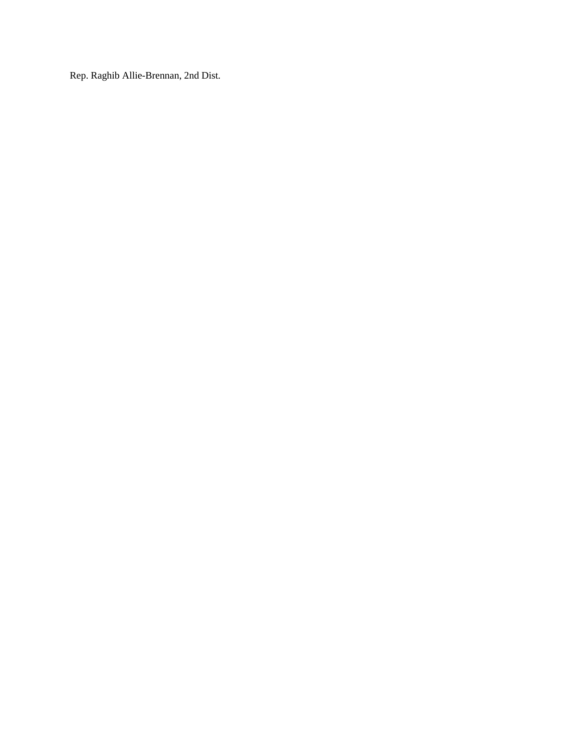Rep. Raghib Allie-Brennan, 2nd Dist.